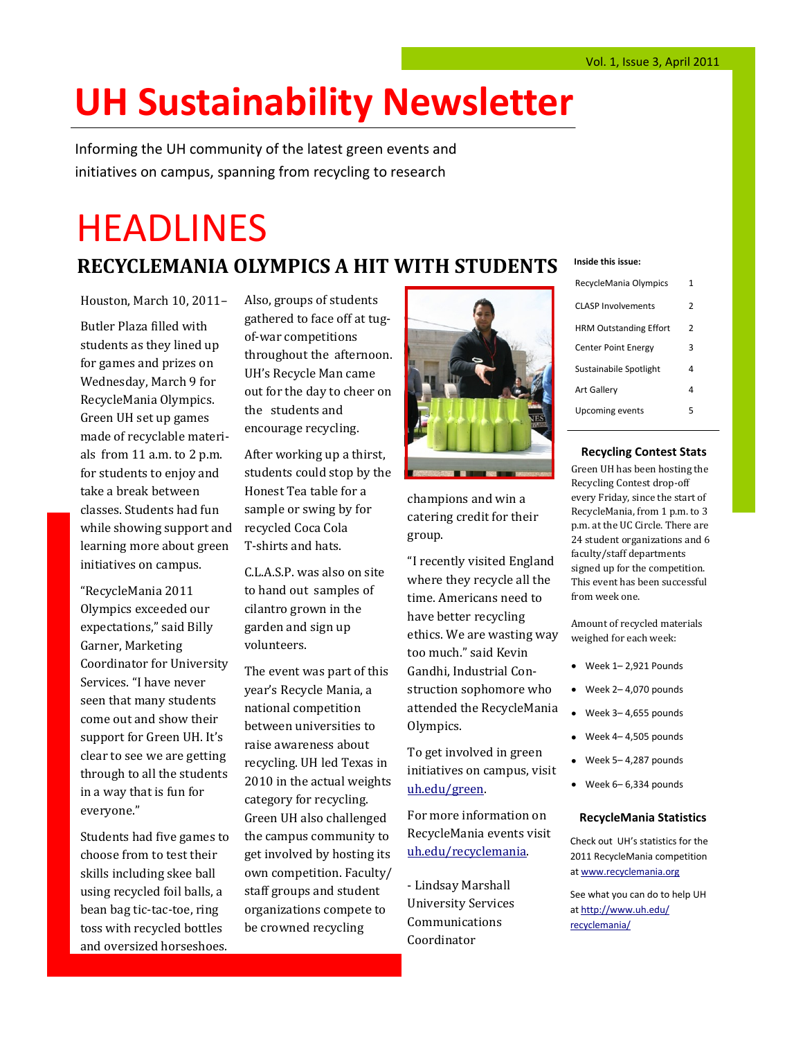# UH Sustainability Newsletter

Vol. 1, Issue 3, April 2011

Informing the UH community of the latest green events and initiatives on campus, spanning from recycling to research

# HEADLINES

## RECYCLEMANIA OLYMPICS A HIT WITH STUDENTS

Houston, March 10, 2011–

Butler Plaza filled with students as they lined up for games and prizes on Wednesday, March 9 for RecycleMania Olympics. Green UH set up games made of recyclable materials from 11 a.m. to 2 p.m. for students to enjoy and take a break between classes. Students had fun while showing support and learning more about green initiatives on campus.

"RecycleMania 2011 Olympics exceeded our expectations," said Billy Garner, Marketing Coordinator for University Services. "I have never seen that many students come out and show their support for Green UH. It's clear to see we are getting through to all the students in a way that is fun for everyone."

Students had five games to choose from to test their skills including skee ball using recycled foil balls, a bean bag tic-tac-toe, ring toss with recycled bottles and oversized horseshoes.

Also, groups of students gathered to face off at tug-of-war competitions throughout the afternoon. UH's Recycle Man came out for the day to cheer on the students and encourage recycling.

After working up a thirst, students could stop by the Honest Tea table for a sample or swing by for recycled Coca Cola T-shirts and hats.

C.L.A.S.P. was also on site to hand out samples of cilantro grown in the garden and sign up volunteers.

The event was part of this year's Recycle Mania, a national competition between universities to raise awareness about recycling. UH led Texas in 2010 in the actual weights category for recycling. Green UH also challenged the campus community to get involved by hosting its own competition. Faculty/staff groups and student organizations compete to be crowned recycling champions and win a catering credit for their group.

"I recently visited England where they recycle all the time. Americans need to have better recycling ethics. We are wasting way too much." said Kevin Gandhi, Industrial Construction sophomore who attended the RecycleMania Olympics.

To get involved in green initiatives on campus, visit uh.edu/green.

For more information on RecycleMania events visit uh.edu/recyclemania.

- Lindsay Marshall
University Services Communications Coordinator

**Inside this issue:**

| | |
|---|---|
| RecycleMania Olympics | 1 |
| CLASP Involvements | 2 |
| HRM Outstanding Effort | 2 |
| Center Point Energy | 3 |
| Sustainabile Spotlight | 4 |
| Art Gallery | 4 |
| Upcoming events | 5 |

### Recycling Contest Stats

Green UH has been hosting the Recycling Contest drop-off every Friday, since the start of RecycleMania, from 1 p.m. to 3 p.m. at the UC Circle. There are 24 student organizations and 6 faculty/staff departments signed up for the competition. This event has been successful from week one.

Amount of recycled materials weighed for each week:

- Week 1– 2,921 Pounds
- Week 2– 4,070 pounds
- Week 3– 4,655 pounds
- Week 4– 4,505 pounds
- Week 5– 4,287 pounds
- Week 6– 6,334 pounds

### RecycleMania Statistics

Check out UH's statistics for the 2011 RecycleMania competition at www.recyclemania.org

See what you can do to help UH at http://www.uh.edu/recyclemania/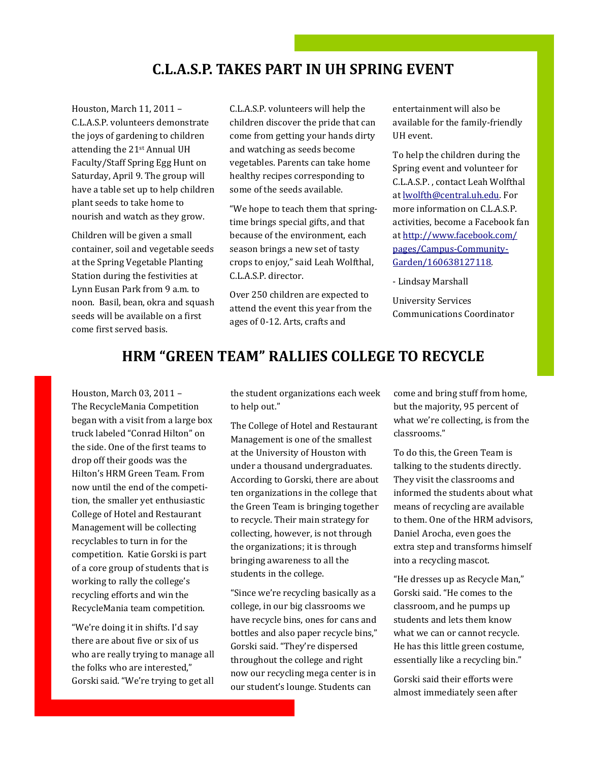## C.L.A.S.P. TAKES PART IN UH SPRING EVENT

Houston, March 11, 2011 – C.L.A.S.P. volunteers demonstrate the joys of gardening to children attending the 21st Annual UH Faculty/Staff Spring Egg Hunt on Saturday, April 9. The group will have a table set up to help children plant seeds to take home to nourish and watch as they grow.

Children will be given a small container, soil and vegetable seeds at the Spring Vegetable Planting Station during the festivities at Lynn Eusan Park from 9 a.m. to noon. Basil, bean, okra and squash seeds will be available on a first come first served basis.

C.L.A.S.P. volunteers will help the children discover the pride that can come from getting your hands dirty and watching as seeds become vegetables. Parents can take home healthy recipes corresponding to some of the seeds available.

"We hope to teach them that spring-time brings special gifts, and that because of the environment, each season brings a new set of tasty crops to enjoy," said Leah Wolfthal, C.L.A.S.P. director.

Over 250 children are expected to attend the event this year from the ages of 0-12. Arts, crafts and entertainment will also be available for the family-friendly UH event.

To help the children during the Spring event and volunteer for C.L.A.S.P. , contact Leah Wolfthal at lwolfth@central.uh.edu. For more information on C.L.A.S.P. activities, become a Facebook fan at http://www.facebook.com/pages/Campus-Community-Garden/160638127118.

- Lindsay Marshall

University Services Communications Coordinator

## HRM "GREEN TEAM" RALLIES COLLEGE TO RECYCLE

Houston, March 03, 2011 – The RecycleMania Competition began with a visit from a large box truck labeled "Conrad Hilton" on the side. One of the first teams to drop off their goods was the Hilton's HRM Green Team. From now until the end of the competition, the smaller yet enthusiastic College of Hotel and Restaurant Management will be collecting recyclables to turn in for the competition. Katie Gorski is part of a core group of students that is working to rally the college's recycling efforts and win the RecycleMania team competition.

"We're doing it in shifts. I'd say there are about five or six of us who are really trying to manage all the folks who are interested," Gorski said. "We're trying to get all the student organizations each week to help out."

The College of Hotel and Restaurant Management is one of the smallest at the University of Houston with under a thousand undergraduates. According to Gorski, there are about ten organizations in the college that the Green Team is bringing together to recycle. Their main strategy for collecting, however, is not through the organizations; it is through bringing awareness to all the students in the college.

"Since we're recycling basically as a college, in our big classrooms we have recycle bins, ones for cans and bottles and also paper recycle bins," Gorski said. "They're dispersed throughout the college and right now our recycling mega center is in our student's lounge. Students can come and bring stuff from home, but the majority, 95 percent of what we're collecting, is from the classrooms."

To do this, the Green Team is talking to the students directly. They visit the classrooms and informed the students about what means of recycling are available to them. One of the HRM advisors, Daniel Arocha, even goes the extra step and transforms himself into a recycling mascot.

"He dresses up as Recycle Man," Gorski said. "He comes to the classroom, and he pumps up students and lets them know what we can or cannot recycle. He has this little green costume, essentially like a recycling bin."

Gorski said their efforts were almost immediately seen after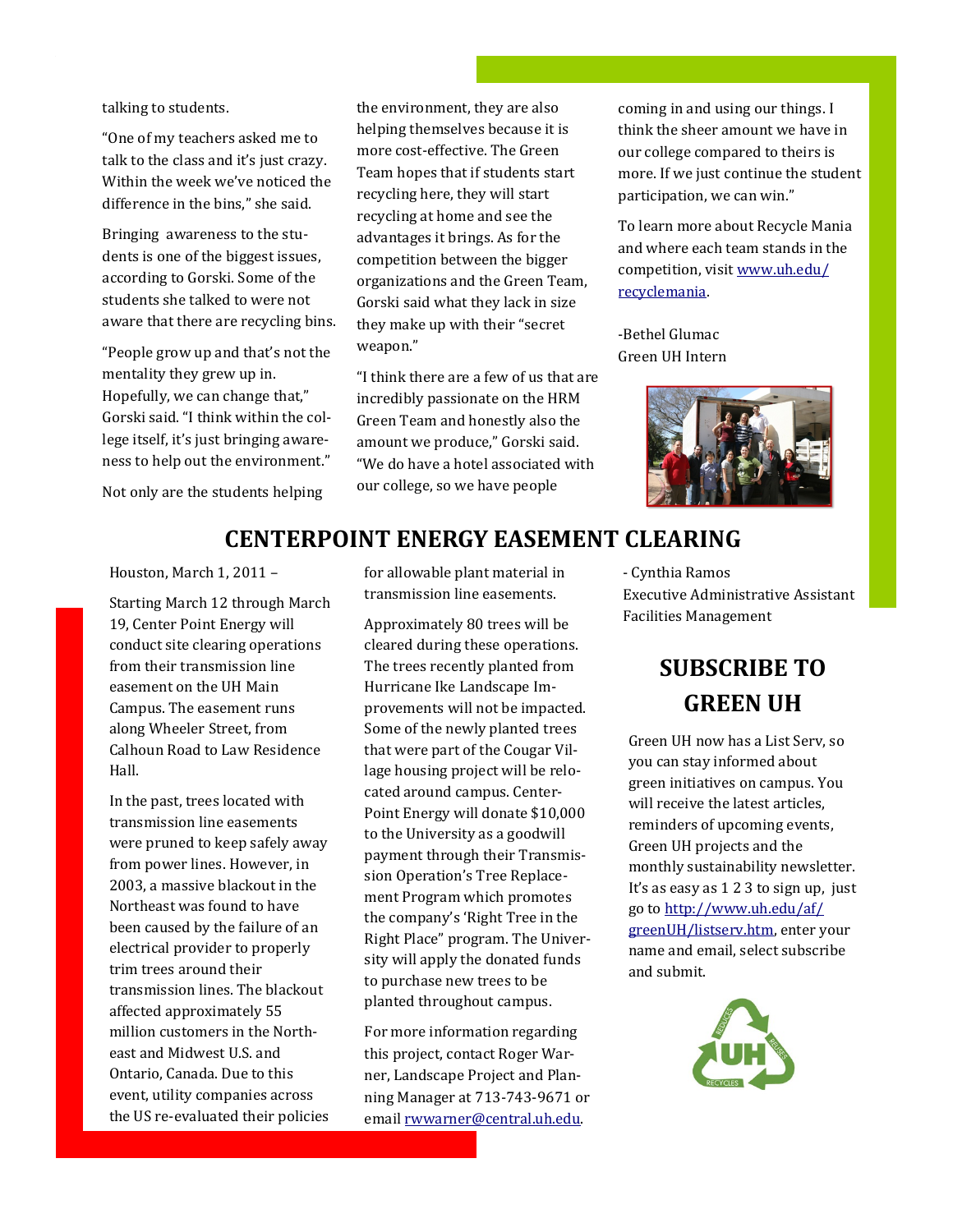talking to students.

"One of my teachers asked me to talk to the class and it's just crazy. Within the week we've noticed the difference in the bins," she said.

Bringing awareness to the students is one of the biggest issues, according to Gorski. Some of the students she talked to were not aware that there are recycling bins.

"People grow up and that's not the mentality they grew up in. Hopefully, we can change that," Gorski said. "I think within the college itself, it's just bringing awareness to help out the environment."

Not only are the students helping the environment, they are also helping themselves because it is more cost-effective. The Green Team hopes that if students start recycling here, they will start recycling at home and see the advantages it brings. As for the competition between the bigger organizations and the Green Team, Gorski said what they lack in size they make up with their "secret weapon."

"I think there are a few of us that are incredibly passionate on the HRM Green Team and honestly also the amount we produce," Gorski said. "We do have a hotel associated with our college, so we have people coming in and using our things. I think the sheer amount we have in our college compared to theirs is more. If we just continue the student participation, we can win."

To learn more about Recycle Mania and where each team stands in the competition, visit [www.uh.edu/recyclemania](www.uh.edu/recyclemania).

-Bethel Glumac
Green UH Intern

## CENTERPOINT ENERGY EASEMENT CLEARING

Houston, March 1, 2011 –

Starting March 12 through March 19, Center Point Energy will conduct site clearing operations from their transmission line easement on the UH Main Campus. The easement runs along Wheeler Street, from Calhoun Road to Law Residence Hall.

In the past, trees located with transmission line easements were pruned to keep safely away from power lines. However, in 2003, a massive blackout in the Northeast was found to have been caused by the failure of an electrical provider to properly trim trees around their transmission lines. The blackout affected approximately 55 million customers in the Northeast and Midwest U.S. and Ontario, Canada. Due to this event, utility companies across the US re-evaluated their policies for allowable plant material in transmission line easements.

Approximately 80 trees will be cleared during these operations. The trees recently planted from Hurricane Ike Landscape Improvements will not be impacted. Some of the newly planted trees that were part of the Cougar Village housing project will be relocated around campus. CenterPoint Energy will donate $10,000 to the University as a goodwill payment through their Transmission Operation's Tree Replacement Program which promotes the company's 'Right Tree in the Right Place" program. The University will apply the donated funds to purchase new trees to be planted throughout campus.

For more information regarding this project, contact Roger Warner, Landscape Project and Planning Manager at 713-743-9671 or email [rwwarner@central.uh.edu](mailto:rwwarner@central.uh.edu).

- Cynthia Ramos
Executive Administrative Assistant
Facilities Management

## SUBSCRIBE TO GREEN UH

Green UH now has a List Serv, so you can stay informed about green initiatives on campus. You will receive the latest articles, reminders of upcoming events, Green UH projects and the monthly sustainability newsletter. It's as easy as 1 2 3 to sign up, just go to [http://www.uh.edu/af/greenUH/listserv.htm](http://www.uh.edu/af/greenUH/listserv.htm), enter your name and email, select subscribe and submit.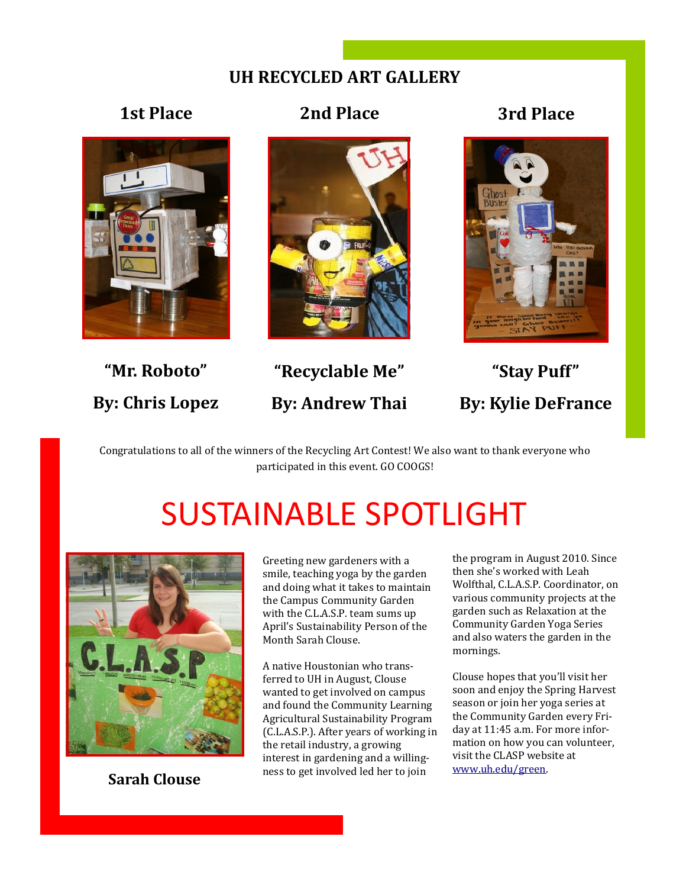## UH RECYCLED ART GALLERY

**1st Place**

**"Mr. Roboto"**

**By: Chris Lopez**

**2nd Place**

**"Recyclable Me"**

**By: Andrew Thai**

**3rd Place**

**"Stay Puff"**

**By: Kylie DeFrance**

Congratulations to all of the winners of the Recycling Art Contest! We also want to thank everyone who participated in this event. GO COOGS!

# SUSTAINABLE SPOTLIGHT

**Sarah Clouse**

Greeting new gardeners with a smile, teaching yoga by the garden and doing what it takes to maintain the Campus Community Garden with the C.L.A.S.P. team sums up April's Sustainability Person of the Month Sarah Clouse.

A native Houstonian who transferred to UH in August, Clouse wanted to get involved on campus and found the Community Learning Agricultural Sustainability Program (C.L.A.S.P.). After years of working in the retail industry, a growing interest in gardening and a willingness to get involved led her to join the program in August 2010. Since then she's worked with Leah Wolfthal, C.L.A.S.P. Coordinator, on various community projects at the garden such as Relaxation at the Community Garden Yoga Series and also waters the garden in the mornings.

Clouse hopes that you'll visit her soon and enjoy the Spring Harvest season or join her yoga series at the Community Garden every Friday at 11:45 a.m. For more information on how you can volunteer, visit the CLASP website at www.uh.edu/green.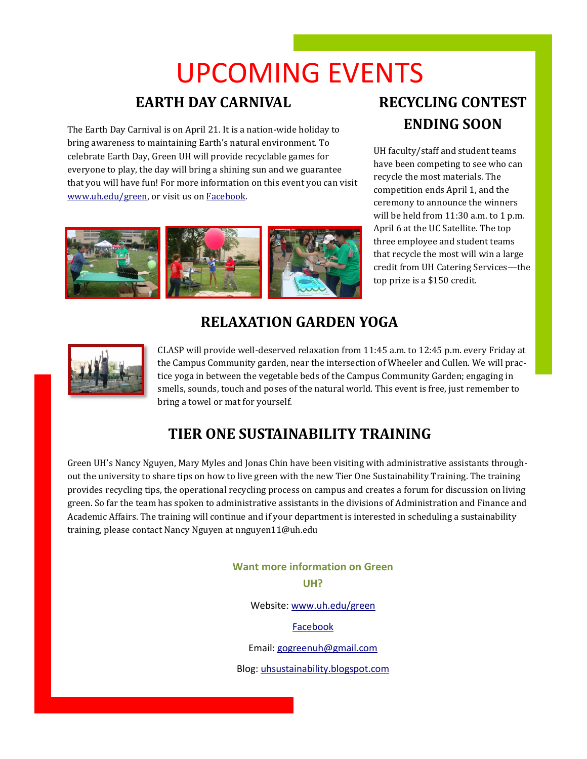# UPCOMING EVENTS

## EARTH DAY CARNIVAL

The Earth Day Carnival is on April 21. It is a nation-wide holiday to bring awareness to maintaining Earth's natural environment. To celebrate Earth Day, Green UH will provide recyclable games for everyone to play, the day will bring a shining sun and we guarantee that you will have fun! For more information on this event you can visit www.uh.edu/green, or visit us on Facebook.

## RECYCLING CONTEST ENDING SOON

UH faculty/staff and student teams have been competing to see who can recycle the most materials. The competition ends April 1, and the ceremony to announce the winners will be held from 11:30 a.m. to 1 p.m. April 6 at the UC Satellite. The top three employee and student teams that recycle the most will win a large credit from UH Catering Services—the top prize is a $150 credit.

## RELAXATION GARDEN YOGA

CLASP will provide well-deserved relaxation from 11:45 a.m. to 12:45 p.m. every Friday at the Campus Community garden, near the intersection of Wheeler and Cullen. We will practice yoga in between the vegetable beds of the Campus Community Garden; engaging in smells, sounds, touch and poses of the natural world. This event is free, just remember to bring a towel or mat for yourself.

## TIER ONE SUSTAINABILITY TRAINING

Green UH's Nancy Nguyen, Mary Myles and Jonas Chin have been visiting with administrative assistants throughout the university to share tips on how to live green with the new Tier One Sustainability Training. The training provides recycling tips, the operational recycling process on campus and creates a forum for discussion on living green. So far the team has spoken to administrative assistants in the divisions of Administration and Finance and Academic Affairs. The training will continue and if your department is interested in scheduling a sustainability training, please contact Nancy Nguyen at nnguyen11@uh.edu

**Want more information on Green UH?**

Website: www.uh.edu/green

Facebook

Email: gogreenuh@gmail.com

Blog: uhsustainability.blogspot.com